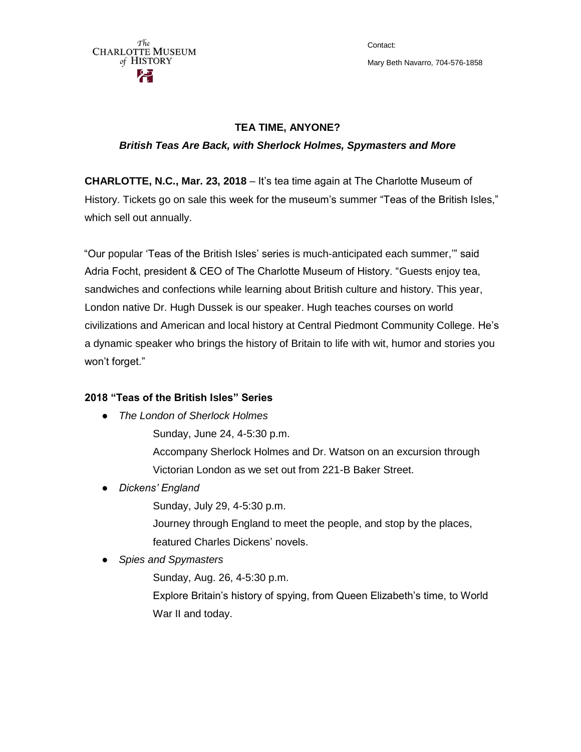The CHARLOTTE MUSEUM of HISTORY

Contact:

Mary Beth Navarro, 704-576-1858

## TEA TIME, ANYONE?

### *British Teas Are Back, with Sherlock Holmes, Spymasters and More*

**CHARLOTTE, N.C., Mar. 23, 2018** – It's tea time again at The Charlotte Museum of History. Tickets go on sale this week for the museum's summer "Teas of the British Isles," which sell out annually.

"Our popular 'Teas of the British Isles' series is much-anticipated each summer,'" said Adria Focht, president & CEO of The Charlotte Museum of History. "Guests enjoy tea, sandwiches and confections while learning about British culture and history. This year, London native Dr. Hugh Dussek is our speaker. Hugh teaches courses on world civilizations and American and local history at Central Piedmont Community College. He's a dynamic speaker who brings the history of Britain to life with wit, humor and stories you won't forget."

**2018 "Teas of the British Isles" Series**

- *The London of Sherlock Holmes*

  Sunday, June 24, 4-5:30 p.m.

  Accompany Sherlock Holmes and Dr. Watson on an excursion through Victorian London as we set out from 221-B Baker Street.

- *Dickens' England*

  Sunday, July 29, 4-5:30 p.m.

  Journey through England to meet the people, and stop by the places, featured Charles Dickens' novels.

- *Spies and Spymasters*

  Sunday, Aug. 26, 4-5:30 p.m.

  Explore Britain's history of spying, from Queen Elizabeth's time, to World War II and today.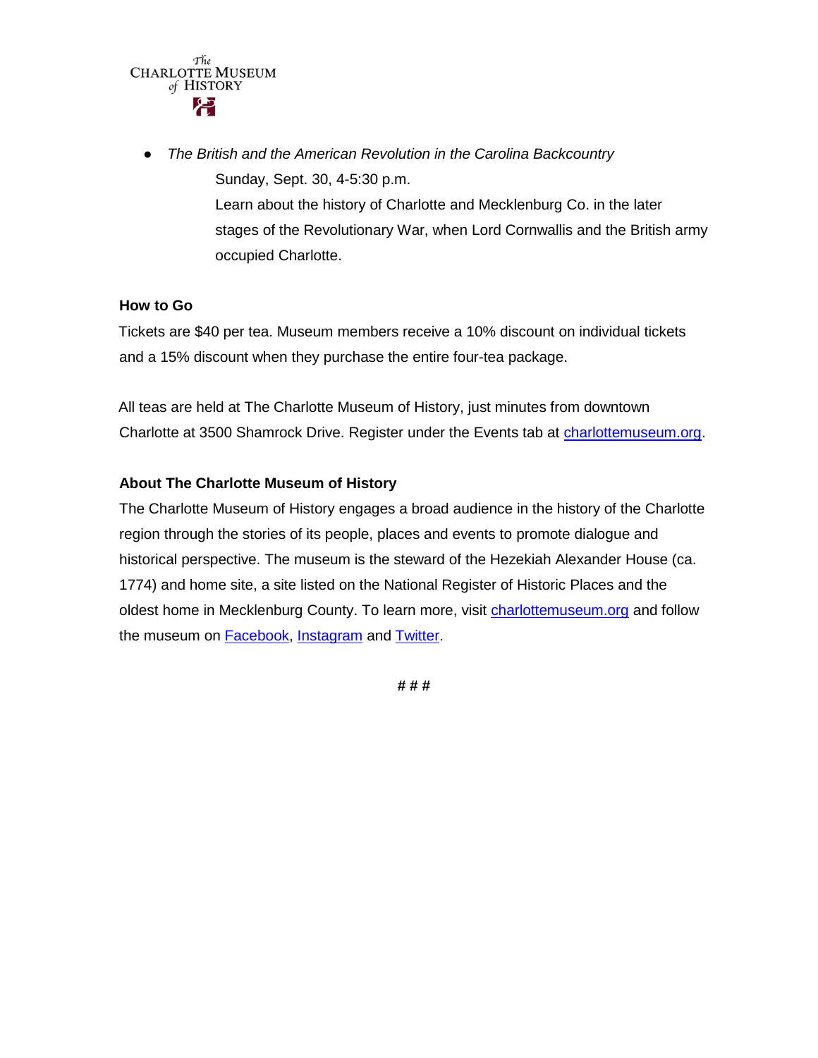- *The British and the American Revolution in the Carolina Backcountry*
  Sunday, Sept. 30, 4-5:30 p.m.
  Learn about the history of Charlotte and Mecklenburg Co. in the later stages of the Revolutionary War, when Lord Cornwallis and the British army occupied Charlotte.

**How to Go**

Tickets are $40 per tea. Museum members receive a 10% discount on individual tickets and a 15% discount when they purchase the entire four-tea package.

All teas are held at The Charlotte Museum of History, just minutes from downtown Charlotte at 3500 Shamrock Drive. Register under the Events tab at charlottemuseum.org.

**About The Charlotte Museum of History**

The Charlotte Museum of History engages a broad audience in the history of the Charlotte region through the stories of its people, places and events to promote dialogue and historical perspective. The museum is the steward of the Hezekiah Alexander House (ca. 1774) and home site, a site listed on the National Register of Historic Places and the oldest home in Mecklenburg County. To learn more, visit charlottemuseum.org and follow the museum on Facebook, Instagram and Twitter.

# # #